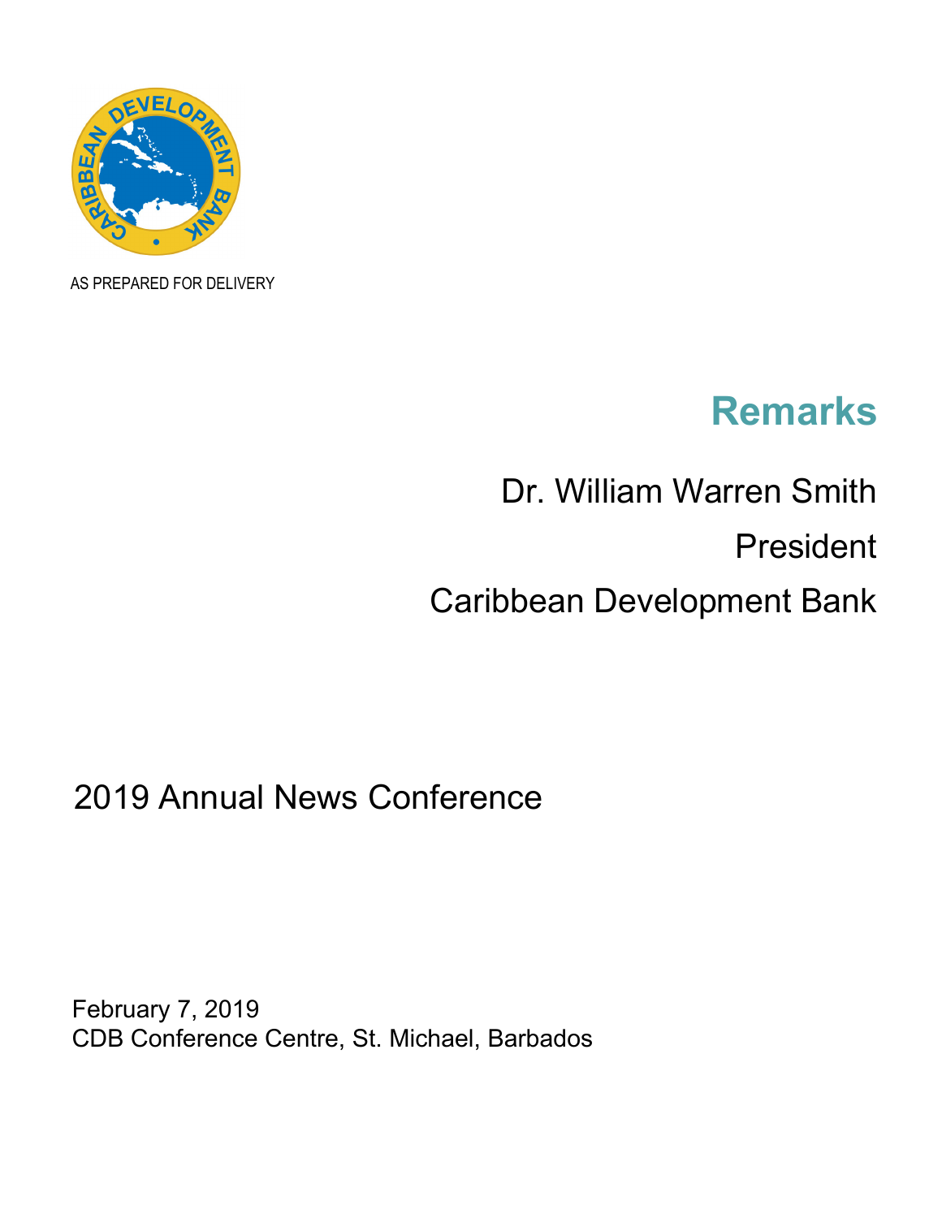AS PREPARED FOR DELIVERY

# Remarks

Dr. William Warren Smith

President

Caribbean Development Bank

## 2019 Annual News Conference

February 7, 2019
CDB Conference Centre, St. Michael, Barbados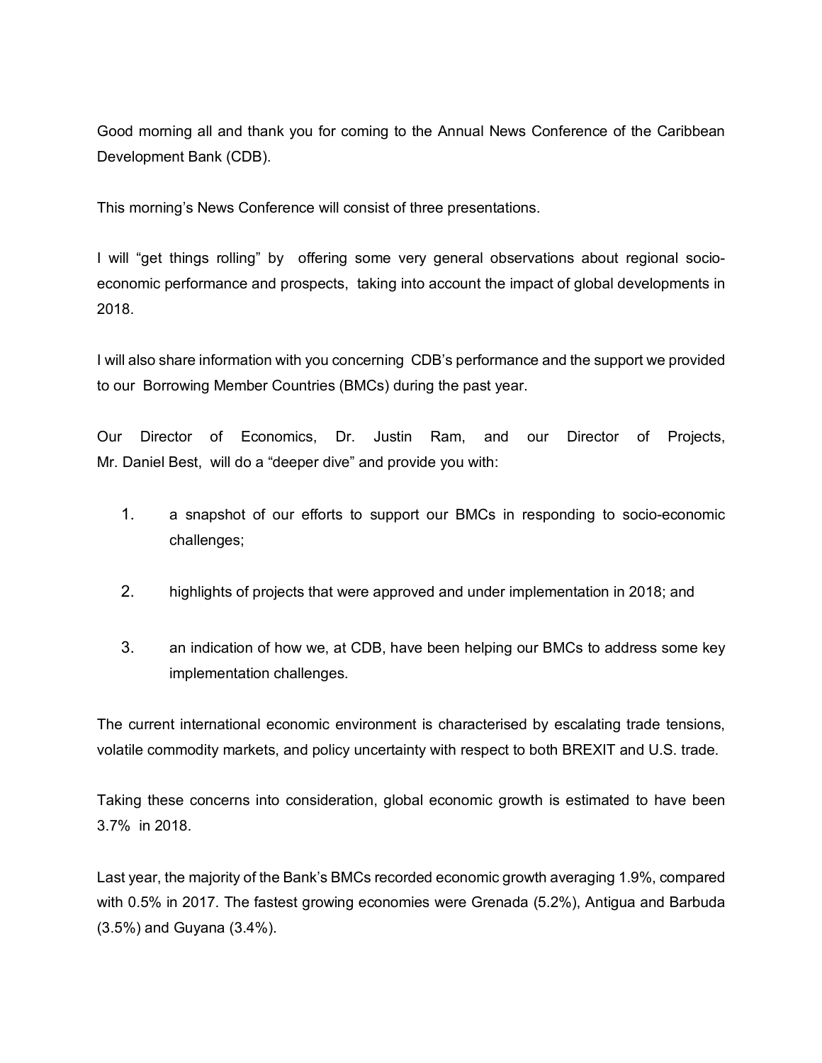Good morning all and thank you for coming to the Annual News Conference of the Caribbean Development Bank (CDB).

This morning's News Conference will consist of three presentations.

I will "get things rolling" by offering some very general observations about regional socio-economic performance and prospects, taking into account the impact of global developments in 2018.

I will also share information with you concerning CDB's performance and the support we provided to our Borrowing Member Countries (BMCs) during the past year.

Our Director of Economics, Dr. Justin Ram, and our Director of Projects, Mr. Daniel Best, will do a "deeper dive" and provide you with:

1. a snapshot of our efforts to support our BMCs in responding to socio-economic challenges;
2. highlights of projects that were approved and under implementation in 2018; and
3. an indication of how we, at CDB, have been helping our BMCs to address some key implementation challenges.

The current international economic environment is characterised by escalating trade tensions, volatile commodity markets, and policy uncertainty with respect to both BREXIT and U.S. trade.

Taking these concerns into consideration, global economic growth is estimated to have been 3.7% in 2018.

Last year, the majority of the Bank's BMCs recorded economic growth averaging 1.9%, compared with 0.5% in 2017. The fastest growing economies were Grenada (5.2%), Antigua and Barbuda (3.5%) and Guyana (3.4%).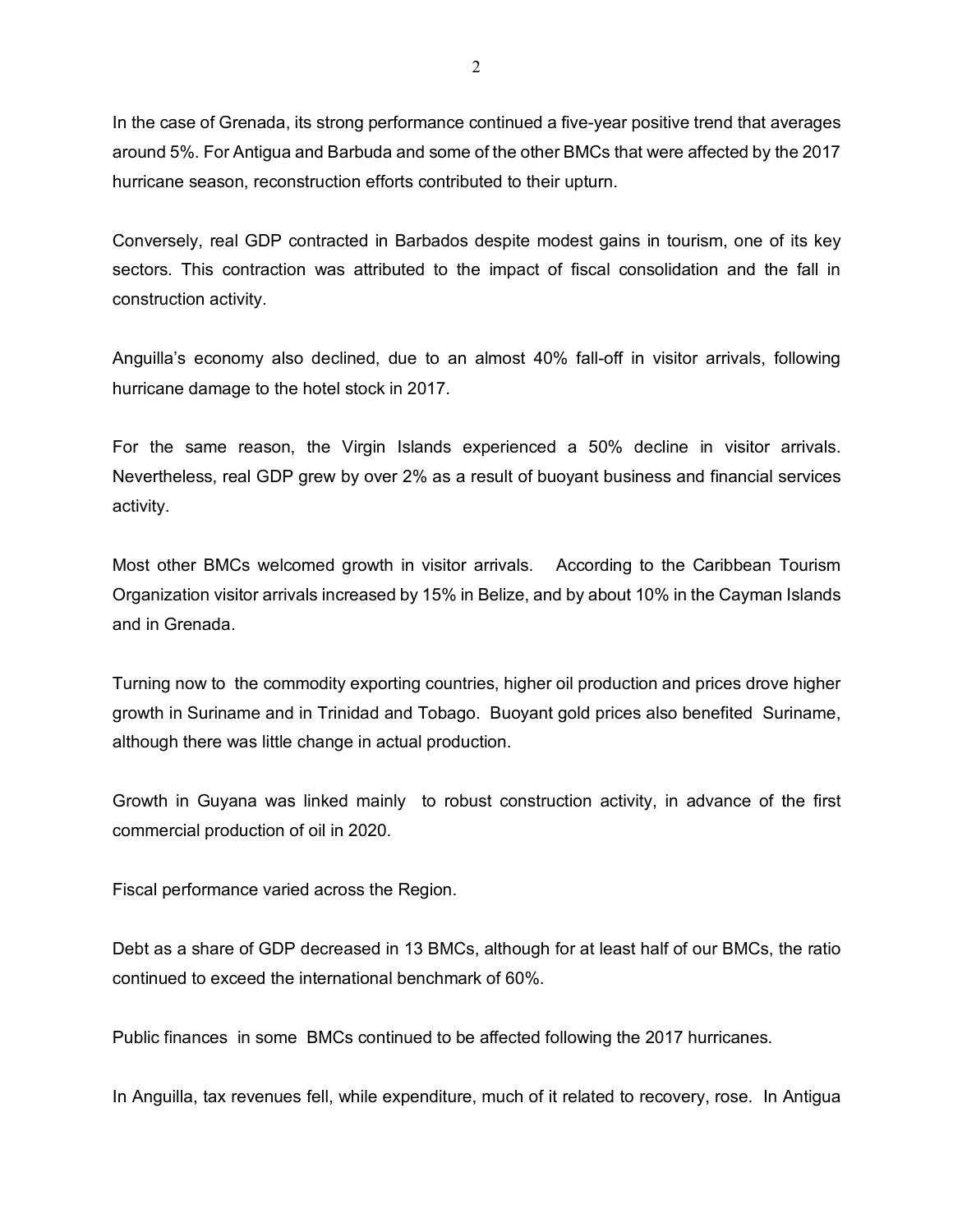In the case of Grenada, its strong performance continued a five-year positive trend that averages around 5%. For Antigua and Barbuda and some of the other BMCs that were affected by the 2017 hurricane season, reconstruction efforts contributed to their upturn.

Conversely, real GDP contracted in Barbados despite modest gains in tourism, one of its key sectors. This contraction was attributed to the impact of fiscal consolidation and the fall in construction activity.

Anguilla's economy also declined, due to an almost 40% fall-off in visitor arrivals, following hurricane damage to the hotel stock in 2017.

For the same reason, the Virgin Islands experienced a 50% decline in visitor arrivals. Nevertheless, real GDP grew by over 2% as a result of buoyant business and financial services activity.

Most other BMCs welcomed growth in visitor arrivals. According to the Caribbean Tourism Organization visitor arrivals increased by 15% in Belize, and by about 10% in the Cayman Islands and in Grenada.

Turning now to the commodity exporting countries, higher oil production and prices drove higher growth in Suriname and in Trinidad and Tobago. Buoyant gold prices also benefited Suriname, although there was little change in actual production.

Growth in Guyana was linked mainly to robust construction activity, in advance of the first commercial production of oil in 2020.

Fiscal performance varied across the Region.

Debt as a share of GDP decreased in 13 BMCs, although for at least half of our BMCs, the ratio continued to exceed the international benchmark of 60%.

Public finances in some BMCs continued to be affected following the 2017 hurricanes.

In Anguilla, tax revenues fell, while expenditure, much of it related to recovery, rose. In Antigua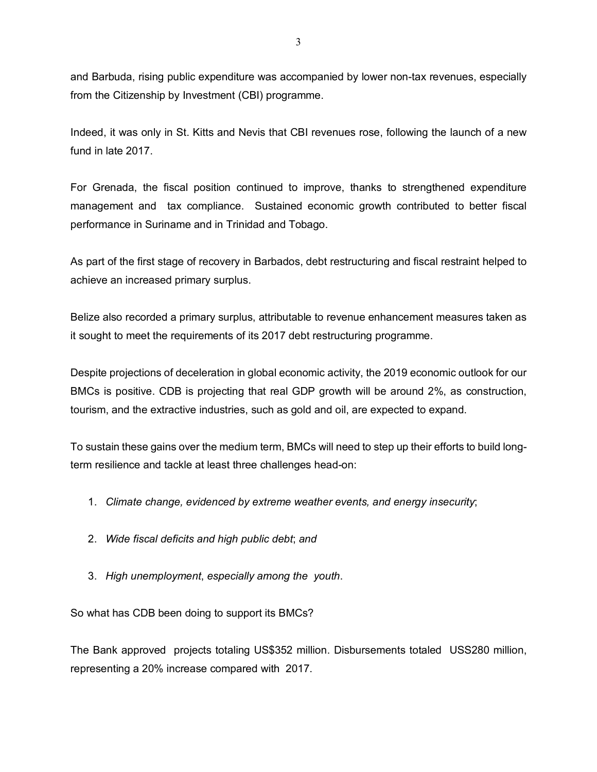and Barbuda, rising public expenditure was accompanied by lower non-tax revenues, especially from the Citizenship by Investment (CBI) programme.

Indeed, it was only in St. Kitts and Nevis that CBI revenues rose, following the launch of a new fund in late 2017.

For Grenada, the fiscal position continued to improve, thanks to strengthened expenditure management and tax compliance. Sustained economic growth contributed to better fiscal performance in Suriname and in Trinidad and Tobago.

As part of the first stage of recovery in Barbados, debt restructuring and fiscal restraint helped to achieve an increased primary surplus.

Belize also recorded a primary surplus, attributable to revenue enhancement measures taken as it sought to meet the requirements of its 2017 debt restructuring programme.

Despite projections of deceleration in global economic activity, the 2019 economic outlook for our BMCs is positive. CDB is projecting that real GDP growth will be around 2%, as construction, tourism, and the extractive industries, such as gold and oil, are expected to expand.

To sustain these gains over the medium term, BMCs will need to step up their efforts to build long-term resilience and tackle at least three challenges head-on:

1. *Climate change, evidenced by extreme weather events, and energy insecurity*;
2. *Wide fiscal deficits and high public debt*; *and*
3. *High unemployment*, *especially among the youth*.

So what has CDB been doing to support its BMCs?

The Bank approved projects totaling US$352 million. Disbursements totaled USS280 million, representing a 20% increase compared with 2017.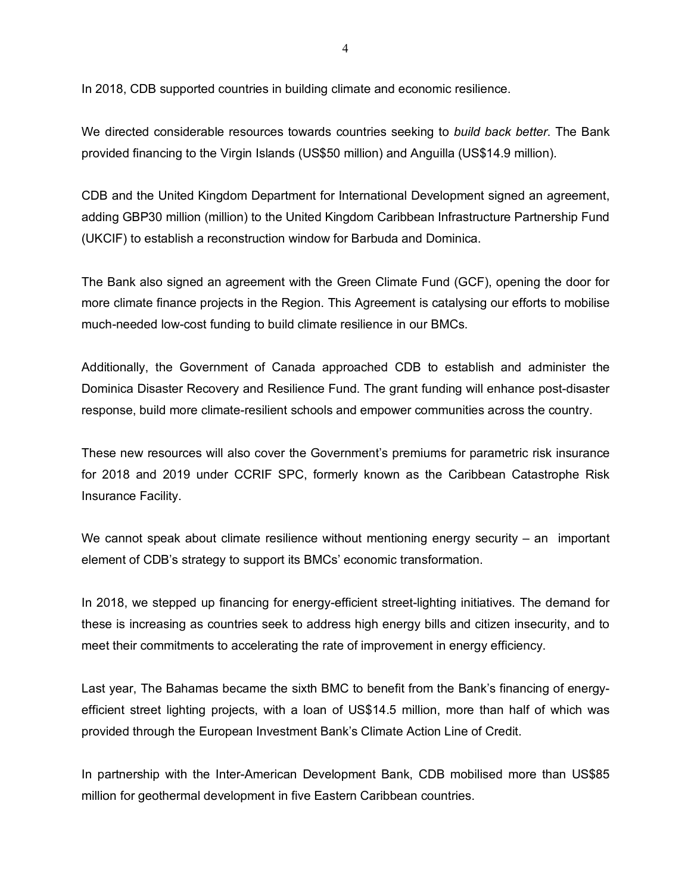In 2018, CDB supported countries in building climate and economic resilience.

We directed considerable resources towards countries seeking to *build back better*. The Bank provided financing to the Virgin Islands (US$50 million) and Anguilla (US$14.9 million).

CDB and the United Kingdom Department for International Development signed an agreement, adding GBP30 million (million) to the United Kingdom Caribbean Infrastructure Partnership Fund (UKCIF) to establish a reconstruction window for Barbuda and Dominica.

The Bank also signed an agreement with the Green Climate Fund (GCF), opening the door for more climate finance projects in the Region. This Agreement is catalysing our efforts to mobilise much-needed low-cost funding to build climate resilience in our BMCs.

Additionally, the Government of Canada approached CDB to establish and administer the Dominica Disaster Recovery and Resilience Fund. The grant funding will enhance post-disaster response, build more climate-resilient schools and empower communities across the country.

These new resources will also cover the Government's premiums for parametric risk insurance for 2018 and 2019 under CCRIF SPC, formerly known as the Caribbean Catastrophe Risk Insurance Facility.

We cannot speak about climate resilience without mentioning energy security – an important element of CDB's strategy to support its BMCs' economic transformation.

In 2018, we stepped up financing for energy-efficient street-lighting initiatives. The demand for these is increasing as countries seek to address high energy bills and citizen insecurity, and to meet their commitments to accelerating the rate of improvement in energy efficiency.

Last year, The Bahamas became the sixth BMC to benefit from the Bank's financing of energy-efficient street lighting projects, with a loan of US$14.5 million, more than half of which was provided through the European Investment Bank's Climate Action Line of Credit.

In partnership with the Inter-American Development Bank, CDB mobilised more than US$85 million for geothermal development in five Eastern Caribbean countries.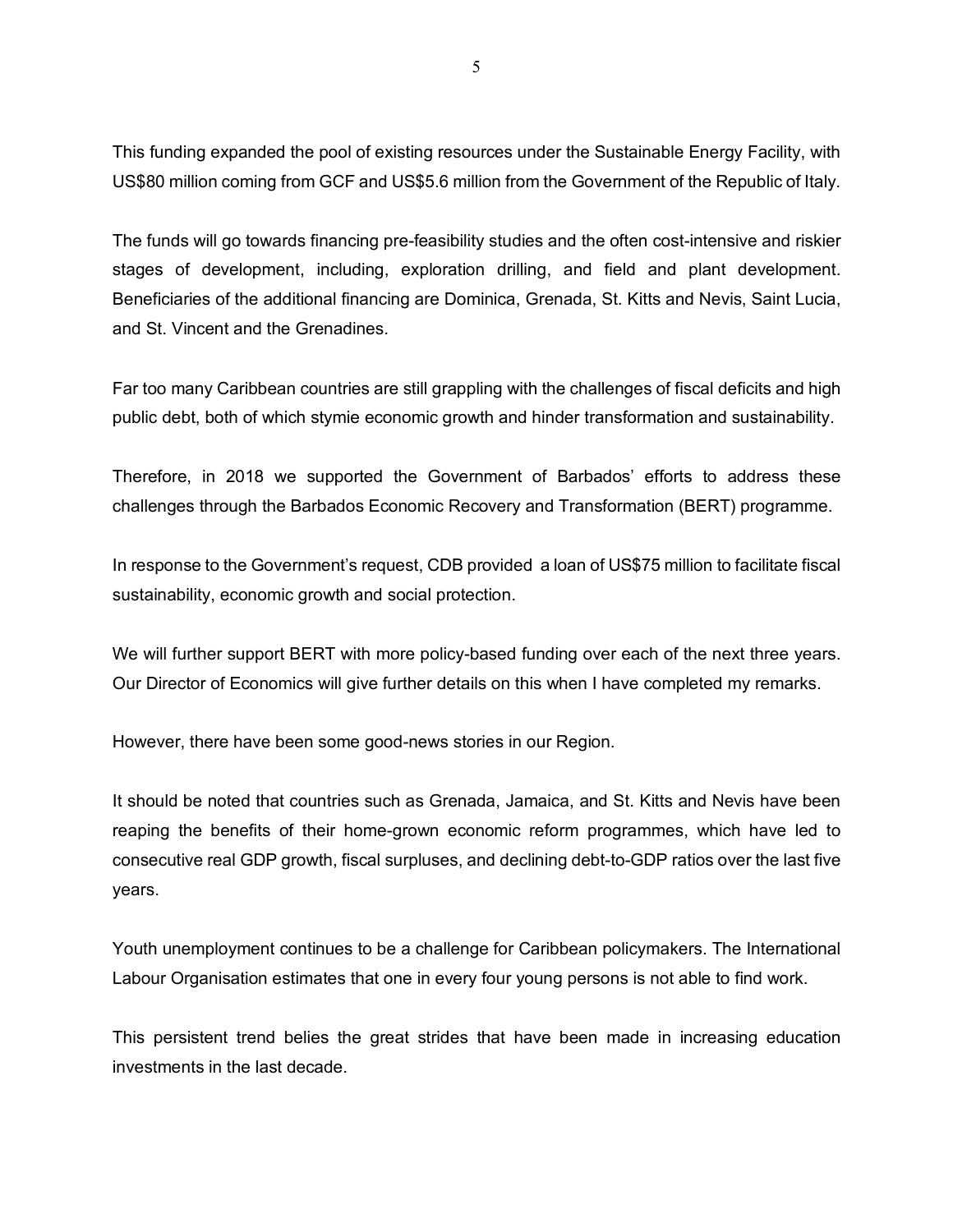This funding expanded the pool of existing resources under the Sustainable Energy Facility, with US$80 million coming from GCF and US$5.6 million from the Government of the Republic of Italy.

The funds will go towards financing pre-feasibility studies and the often cost-intensive and riskier stages of development, including, exploration drilling, and field and plant development. Beneficiaries of the additional financing are Dominica, Grenada, St. Kitts and Nevis, Saint Lucia, and St. Vincent and the Grenadines.

Far too many Caribbean countries are still grappling with the challenges of fiscal deficits and high public debt, both of which stymie economic growth and hinder transformation and sustainability.

Therefore, in 2018 we supported the Government of Barbados' efforts to address these challenges through the Barbados Economic Recovery and Transformation (BERT) programme.

In response to the Government's request, CDB provided a loan of US$75 million to facilitate fiscal sustainability, economic growth and social protection.

We will further support BERT with more policy-based funding over each of the next three years. Our Director of Economics will give further details on this when I have completed my remarks.

However, there have been some good-news stories in our Region.

It should be noted that countries such as Grenada, Jamaica, and St. Kitts and Nevis have been reaping the benefits of their home-grown economic reform programmes, which have led to consecutive real GDP growth, fiscal surpluses, and declining debt-to-GDP ratios over the last five years.

Youth unemployment continues to be a challenge for Caribbean policymakers. The International Labour Organisation estimates that one in every four young persons is not able to find work.

This persistent trend belies the great strides that have been made in increasing education investments in the last decade.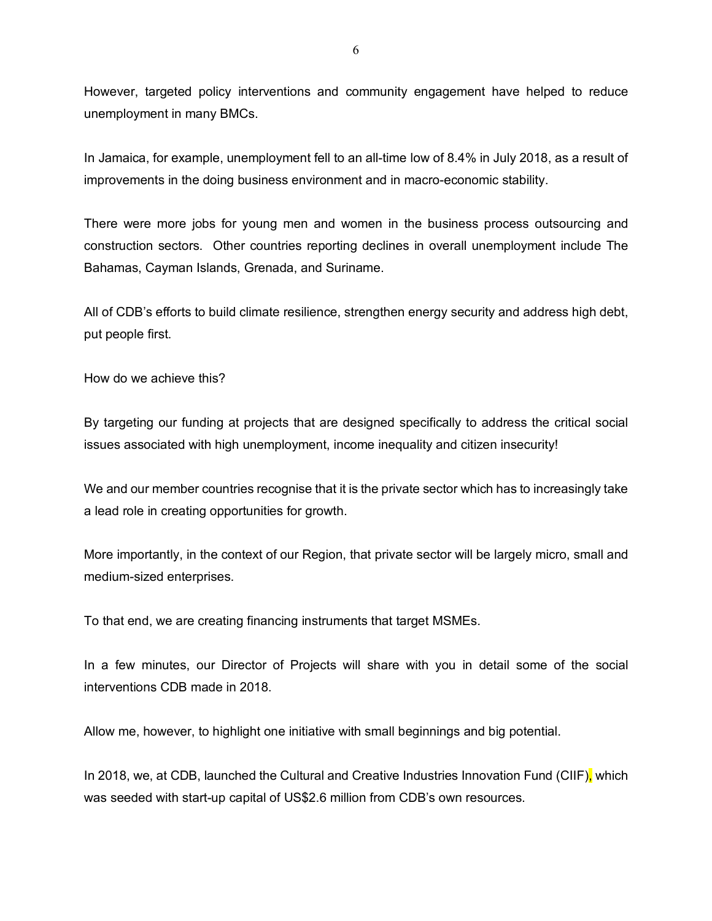However, targeted policy interventions and community engagement have helped to reduce unemployment in many BMCs.

In Jamaica, for example, unemployment fell to an all-time low of 8.4% in July 2018, as a result of improvements in the doing business environment and in macro-economic stability.

There were more jobs for young men and women in the business process outsourcing and construction sectors. Other countries reporting declines in overall unemployment include The Bahamas, Cayman Islands, Grenada, and Suriname.

All of CDB's efforts to build climate resilience, strengthen energy security and address high debt, put people first.

How do we achieve this?

By targeting our funding at projects that are designed specifically to address the critical social issues associated with high unemployment, income inequality and citizen insecurity!

We and our member countries recognise that it is the private sector which has to increasingly take a lead role in creating opportunities for growth.

More importantly, in the context of our Region, that private sector will be largely micro, small and medium-sized enterprises.

To that end, we are creating financing instruments that target MSMEs.

In a few minutes, our Director of Projects will share with you in detail some of the social interventions CDB made in 2018.

Allow me, however, to highlight one initiative with small beginnings and big potential.

In 2018, we, at CDB, launched the Cultural and Creative Industries Innovation Fund (CIIF), which was seeded with start-up capital of US$2.6 million from CDB's own resources.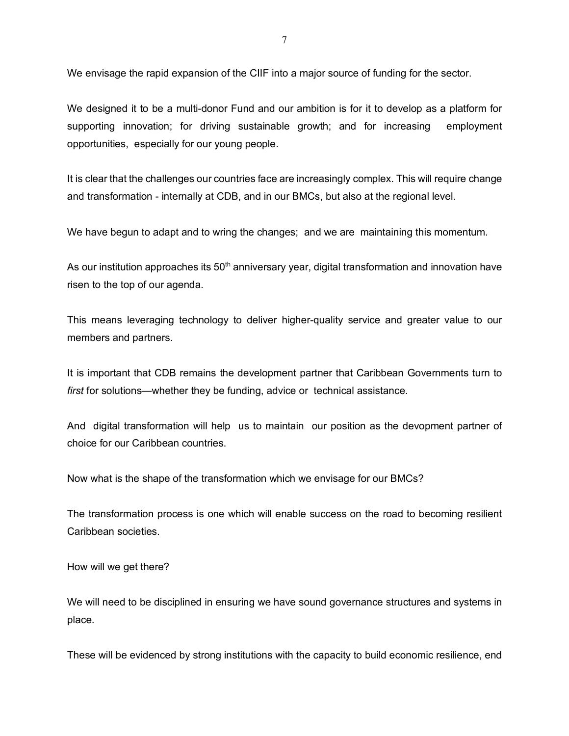We envisage the rapid expansion of the CIIF into a major source of funding for the sector.

We designed it to be a multi-donor Fund and our ambition is for it to develop as a platform for supporting innovation; for driving sustainable growth; and for increasing employment opportunities, especially for our young people.

It is clear that the challenges our countries face are increasingly complex. This will require change and transformation - internally at CDB, and in our BMCs, but also at the regional level.

We have begun to adapt and to wring the changes; and we are maintaining this momentum.

As our institution approaches its 50th anniversary year, digital transformation and innovation have risen to the top of our agenda.

This means leveraging technology to deliver higher-quality service and greater value to our members and partners.

It is important that CDB remains the development partner that Caribbean Governments turn to *first* for solutions—whether they be funding, advice or technical assistance.

And digital transformation will help us to maintain our position as the devopment partner of choice for our Caribbean countries.

Now what is the shape of the transformation which we envisage for our BMCs?

The transformation process is one which will enable success on the road to becoming resilient Caribbean societies.

How will we get there?

We will need to be disciplined in ensuring we have sound governance structures and systems in place.

These will be evidenced by strong institutions with the capacity to build economic resilience, end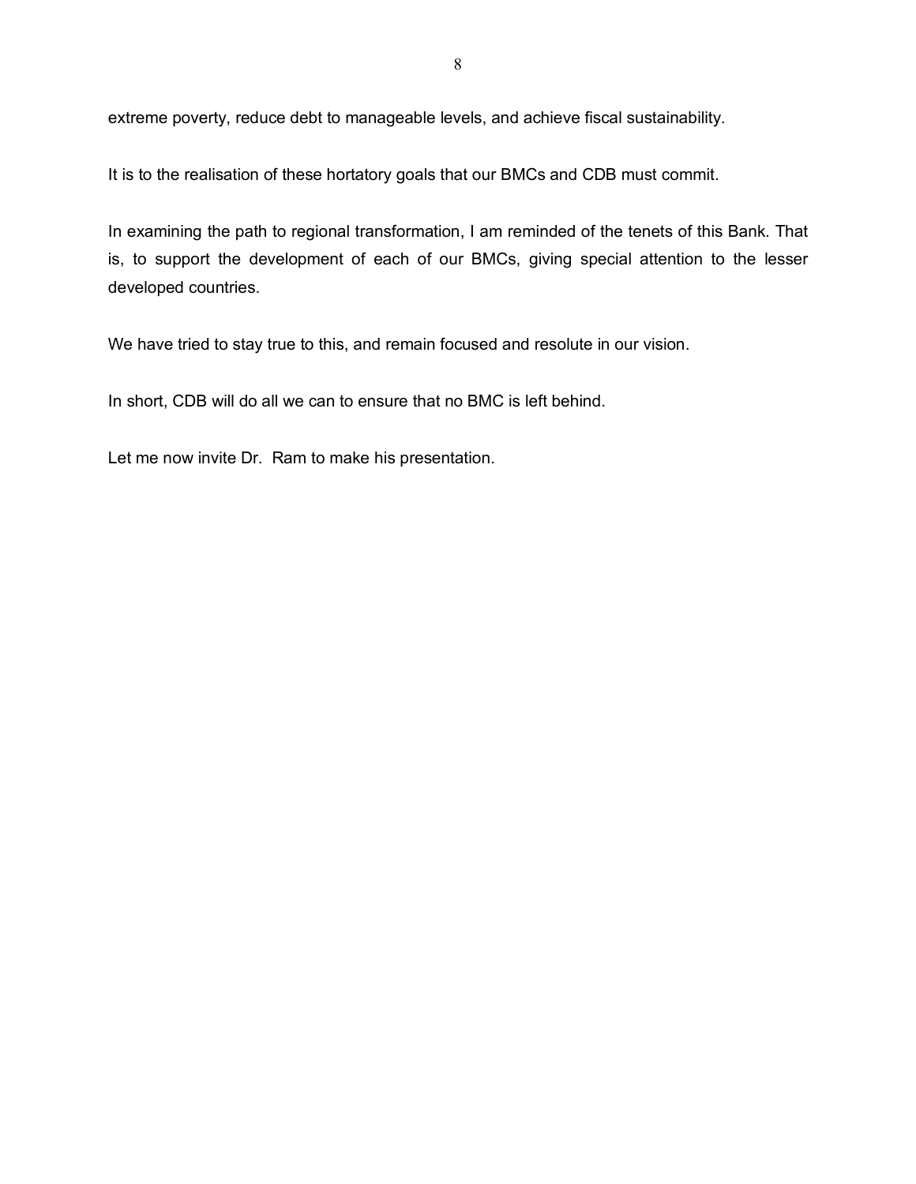extreme poverty, reduce debt to manageable levels, and achieve fiscal sustainability.

It is to the realisation of these hortatory goals that our BMCs and CDB must commit.

In examining the path to regional transformation, I am reminded of the tenets of this Bank. That is, to support the development of each of our BMCs, giving special attention to the lesser developed countries.

We have tried to stay true to this, and remain focused and resolute in our vision.

In short, CDB will do all we can to ensure that no BMC is left behind.

Let me now invite Dr. Ram to make his presentation.